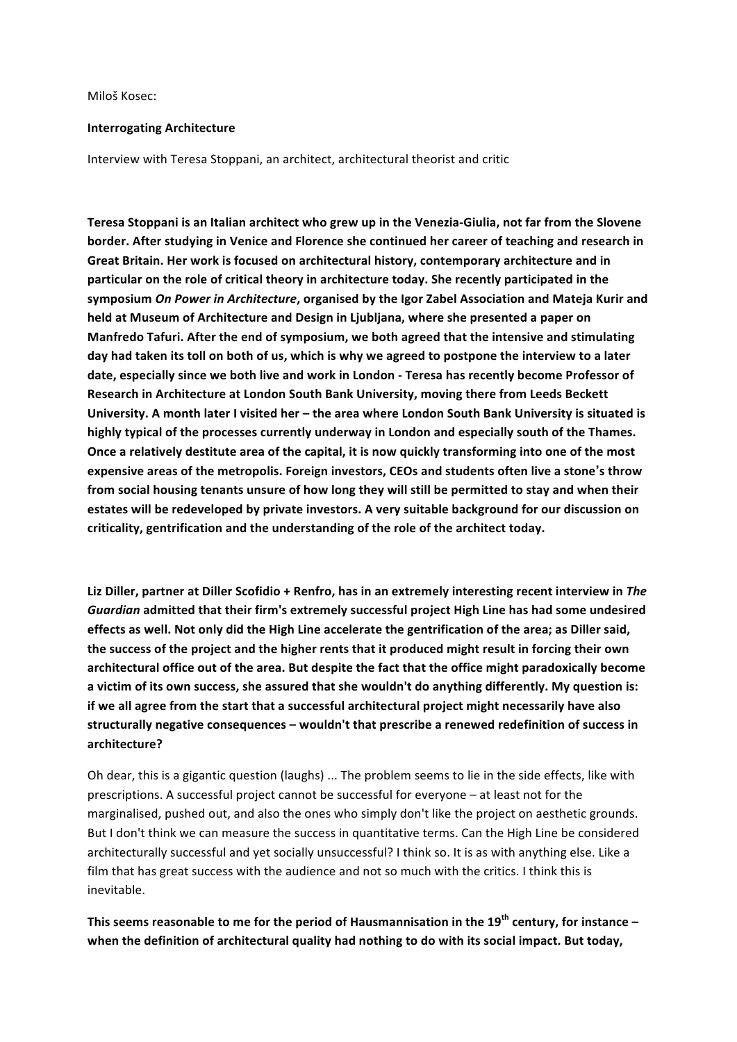Miloš Kosec:

**Interrogating Architecture**

Interview with Teresa Stoppani, an architect, architectural theorist and critic

**Teresa Stoppani is an Italian architect who grew up in the Venezia-Giulia, not far from the Slovene border. After studying in Venice and Florence she continued her career of teaching and research in Great Britain. Her work is focused on architectural history, contemporary architecture and in particular on the role of critical theory in architecture today. She recently participated in the symposium *On Power in Architecture*, organised by the Igor Zabel Association and Mateja Kurir and held at Museum of Architecture and Design in Ljubljana, where she presented a paper on Manfredo Tafuri. After the end of symposium, we both agreed that the intensive and stimulating day had taken its toll on both of us, which is why we agreed to postpone the interview to a later date, especially since we both live and work in London - Teresa has recently become Professor of Research in Architecture at London South Bank University, moving there from Leeds Beckett University. A month later I visited her – the area where London South Bank University is situated is highly typical of the processes currently underway in London and especially south of the Thames. Once a relatively destitute area of the capital, it is now quickly transforming into one of the most expensive areas of the metropolis. Foreign investors, CEOs and students often live a stone's throw from social housing tenants unsure of how long they will still be permitted to stay and when their estates will be redeveloped by private investors. A very suitable background for our discussion on criticality, gentrification and the understanding of the role of the architect today.**

**Liz Diller, partner at Diller Scofidio + Renfro, has in an extremely interesting recent interview in *The Guardian* admitted that their firm's extremely successful project High Line has had some undesired effects as well. Not only did the High Line accelerate the gentrification of the area; as Diller said, the success of the project and the higher rents that it produced might result in forcing their own architectural office out of the area. But despite the fact that the office might paradoxically become a victim of its own success, she assured that she wouldn't do anything differently. My question is: if we all agree from the start that a successful architectural project might necessarily have also structurally negative consequences – wouldn't that prescribe a renewed redefinition of success in architecture?**

Oh dear, this is a gigantic question (laughs) ... The problem seems to lie in the side effects, like with prescriptions. A successful project cannot be successful for everyone – at least not for the marginalised, pushed out, and also the ones who simply don't like the project on aesthetic grounds. But I don't think we can measure the success in quantitative terms. Can the High Line be considered architecturally successful and yet socially unsuccessful? I think so. It is as with anything else. Like a film that has great success with the audience and not so much with the critics. I think this is inevitable.

**This seems reasonable to me for the period of Hausmannisation in the 19th century, for instance – when the definition of architectural quality had nothing to do with its social impact. But today,**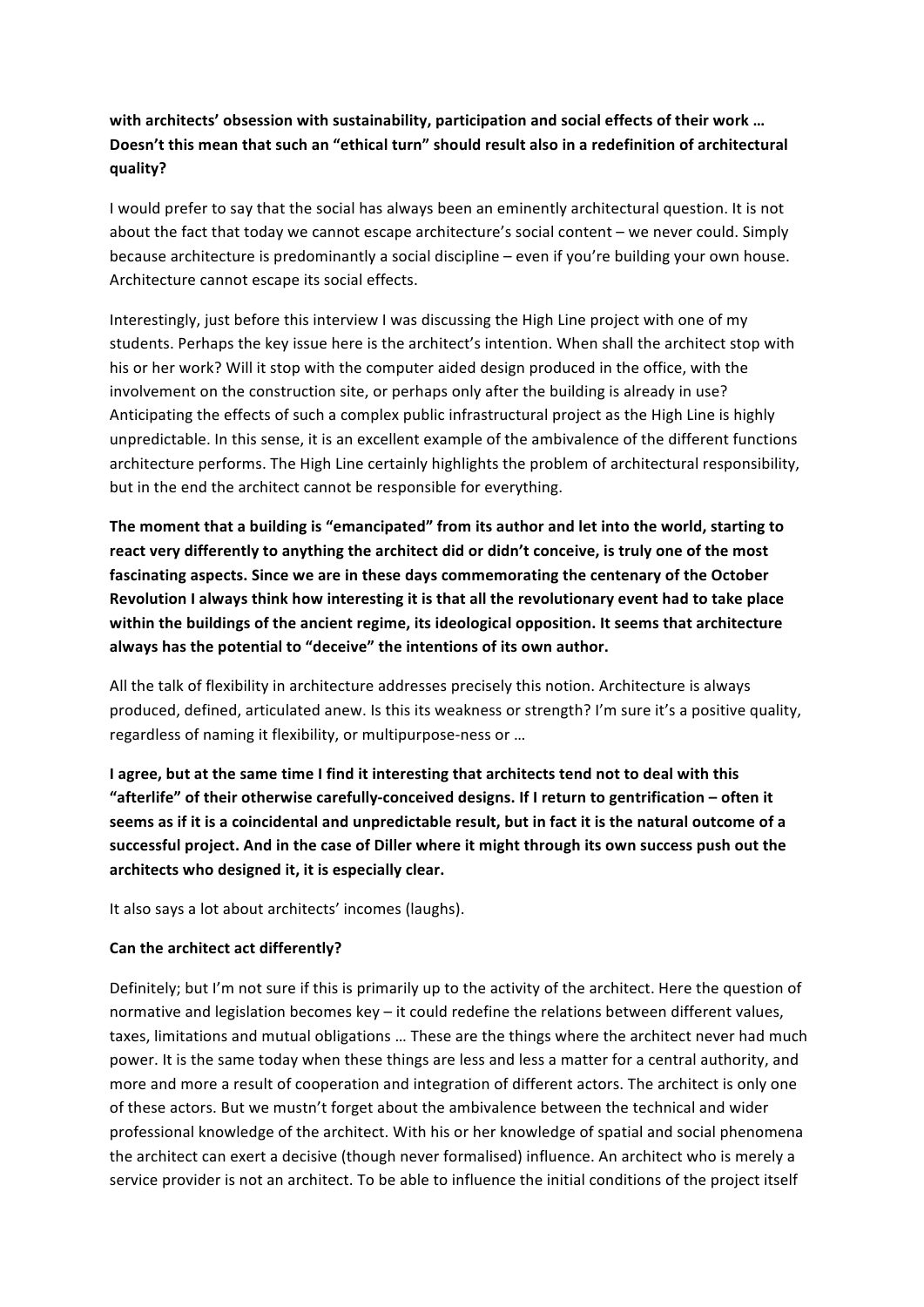**with architects' obsession with sustainability, participation and social effects of their work … Doesn't this mean that such an "ethical turn" should result also in a redefinition of architectural quality?**

I would prefer to say that the social has always been an eminently architectural question. It is not about the fact that today we cannot escape architecture's social content – we never could. Simply because architecture is predominantly a social discipline – even if you're building your own house. Architecture cannot escape its social effects.

Interestingly, just before this interview I was discussing the High Line project with one of my students. Perhaps the key issue here is the architect's intention. When shall the architect stop with his or her work? Will it stop with the computer aided design produced in the office, with the involvement on the construction site, or perhaps only after the building is already in use? Anticipating the effects of such a complex public infrastructural project as the High Line is highly unpredictable. In this sense, it is an excellent example of the ambivalence of the different functions architecture performs. The High Line certainly highlights the problem of architectural responsibility, but in the end the architect cannot be responsible for everything.

**The moment that a building is "emancipated" from its author and let into the world, starting to react very differently to anything the architect did or didn't conceive, is truly one of the most fascinating aspects. Since we are in these days commemorating the centenary of the October Revolution I always think how interesting it is that all the revolutionary event had to take place within the buildings of the ancient regime, its ideological opposition. It seems that architecture always has the potential to "deceive" the intentions of its own author.**

All the talk of flexibility in architecture addresses precisely this notion. Architecture is always produced, defined, articulated anew. Is this its weakness or strength? I'm sure it's a positive quality, regardless of naming it flexibility, or multipurpose-ness or …

**I agree, but at the same time I find it interesting that architects tend not to deal with this "afterlife" of their otherwise carefully-conceived designs. If I return to gentrification – often it seems as if it is a coincidental and unpredictable result, but in fact it is the natural outcome of a successful project. And in the case of Diller where it might through its own success push out the architects who designed it, it is especially clear.**

It also says a lot about architects' incomes (laughs).

**Can the architect act differently?**

Definitely; but I'm not sure if this is primarily up to the activity of the architect. Here the question of normative and legislation becomes key – it could redefine the relations between different values, taxes, limitations and mutual obligations … These are the things where the architect never had much power. It is the same today when these things are less and less a matter for a central authority, and more and more a result of cooperation and integration of different actors. The architect is only one of these actors. But we mustn't forget about the ambivalence between the technical and wider professional knowledge of the architect. With his or her knowledge of spatial and social phenomena the architect can exert a decisive (though never formalised) influence. An architect who is merely a service provider is not an architect. To be able to influence the initial conditions of the project itself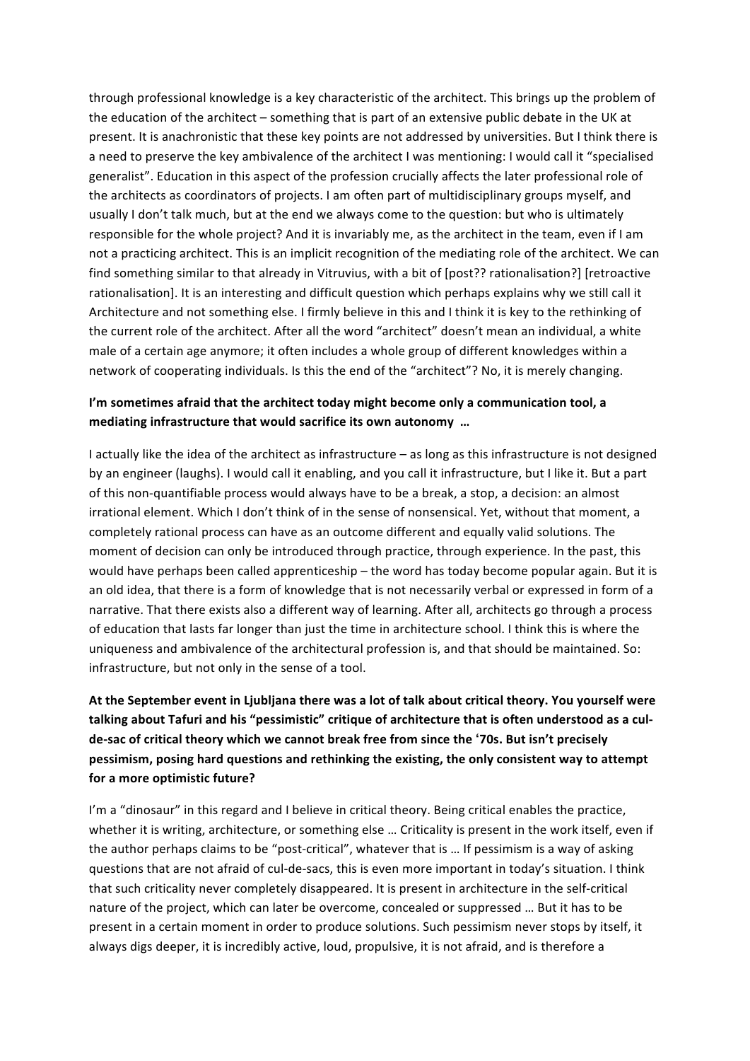through professional knowledge is a key characteristic of the architect. This brings up the problem of the education of the architect – something that is part of an extensive public debate in the UK at present. It is anachronistic that these key points are not addressed by universities. But I think there is a need to preserve the key ambivalence of the architect I was mentioning: I would call it "specialised generalist". Education in this aspect of the profession crucially affects the later professional role of the architects as coordinators of projects. I am often part of multidisciplinary groups myself, and usually I don't talk much, but at the end we always come to the question: but who is ultimately responsible for the whole project? And it is invariably me, as the architect in the team, even if I am not a practicing architect. This is an implicit recognition of the mediating role of the architect. We can find something similar to that already in Vitruvius, with a bit of [post?? rationalisation?] [retroactive rationalisation]. It is an interesting and difficult question which perhaps explains why we still call it Architecture and not something else. I firmly believe in this and I think it is key to the rethinking of the current role of the architect. After all the word "architect" doesn't mean an individual, a white male of a certain age anymore; it often includes a whole group of different knowledges within a network of cooperating individuals. Is this the end of the "architect"? No, it is merely changing.

**I'm sometimes afraid that the architect today might become only a communication tool, a mediating infrastructure that would sacrifice its own autonomy …**

I actually like the idea of the architect as infrastructure – as long as this infrastructure is not designed by an engineer (laughs). I would call it enabling, and you call it infrastructure, but I like it. But a part of this non-quantifiable process would always have to be a break, a stop, a decision: an almost irrational element. Which I don't think of in the sense of nonsensical. Yet, without that moment, a completely rational process can have as an outcome different and equally valid solutions. The moment of decision can only be introduced through practice, through experience. In the past, this would have perhaps been called apprenticeship – the word has today become popular again. But it is an old idea, that there is a form of knowledge that is not necessarily verbal or expressed in form of a narrative. That there exists also a different way of learning. After all, architects go through a process of education that lasts far longer than just the time in architecture school. I think this is where the uniqueness and ambivalence of the architectural profession is, and that should be maintained. So: infrastructure, but not only in the sense of a tool.

**At the September event in Ljubljana there was a lot of talk about critical theory. You yourself were talking about Tafuri and his "pessimistic" critique of architecture that is often understood as a cul-de-sac of critical theory which we cannot break free from since the '70s. But isn't precisely pessimism, posing hard questions and rethinking the existing, the only consistent way to attempt for a more optimistic future?**

I'm a "dinosaur" in this regard and I believe in critical theory. Being critical enables the practice, whether it is writing, architecture, or something else … Criticality is present in the work itself, even if the author perhaps claims to be "post-critical", whatever that is … If pessimism is a way of asking questions that are not afraid of cul-de-sacs, this is even more important in today's situation. I think that such criticality never completely disappeared. It is present in architecture in the self-critical nature of the project, which can later be overcome, concealed or suppressed … But it has to be present in a certain moment in order to produce solutions. Such pessimism never stops by itself, it always digs deeper, it is incredibly active, loud, propulsive, it is not afraid, and is therefore a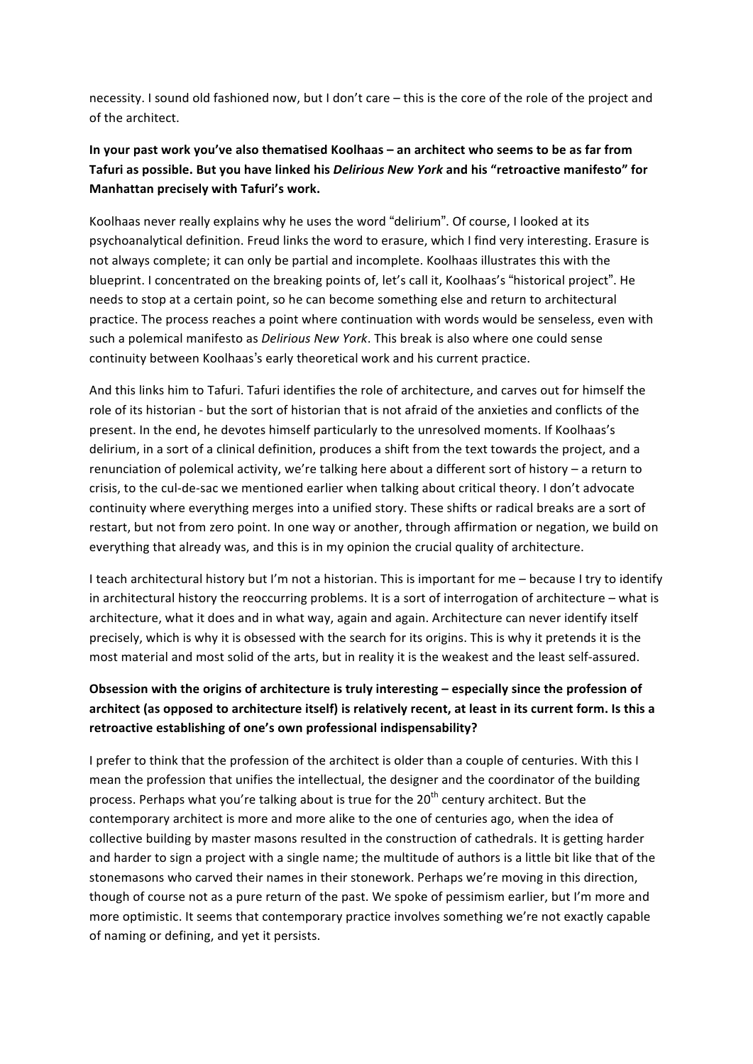necessity. I sound old fashioned now, but I don't care – this is the core of the role of the project and of the architect.

**In your past work you've also thematised Koolhaas – an architect who seems to be as far from Tafuri as possible. But you have linked his *Delirious New York* and his "retroactive manifesto" for Manhattan precisely with Tafuri's work.**

Koolhaas never really explains why he uses the word "delirium". Of course, I looked at its psychoanalytical definition. Freud links the word to erasure, which I find very interesting. Erasure is not always complete; it can only be partial and incomplete. Koolhaas illustrates this with the blueprint. I concentrated on the breaking points of, let's call it, Koolhaas's "historical project". He needs to stop at a certain point, so he can become something else and return to architectural practice. The process reaches a point where continuation with words would be senseless, even with such a polemical manifesto as *Delirious New York*. This break is also where one could sense continuity between Koolhaas's early theoretical work and his current practice.

And this links him to Tafuri. Tafuri identifies the role of architecture, and carves out for himself the role of its historian - but the sort of historian that is not afraid of the anxieties and conflicts of the present. In the end, he devotes himself particularly to the unresolved moments. If Koolhaas's delirium, in a sort of a clinical definition, produces a shift from the text towards the project, and a renunciation of polemical activity, we're talking here about a different sort of history – a return to crisis, to the cul-de-sac we mentioned earlier when talking about critical theory. I don't advocate continuity where everything merges into a unified story. These shifts or radical breaks are a sort of restart, but not from zero point. In one way or another, through affirmation or negation, we build on everything that already was, and this is in my opinion the crucial quality of architecture.

I teach architectural history but I'm not a historian. This is important for me – because I try to identify in architectural history the reoccurring problems. It is a sort of interrogation of architecture – what is architecture, what it does and in what way, again and again. Architecture can never identify itself precisely, which is why it is obsessed with the search for its origins. This is why it pretends it is the most material and most solid of the arts, but in reality it is the weakest and the least self-assured.

**Obsession with the origins of architecture is truly interesting – especially since the profession of architect (as opposed to architecture itself) is relatively recent, at least in its current form. Is this a retroactive establishing of one's own professional indispensability?**

I prefer to think that the profession of the architect is older than a couple of centuries. With this I mean the profession that unifies the intellectual, the designer and the coordinator of the building process. Perhaps what you're talking about is true for the 20th century architect. But the contemporary architect is more and more alike to the one of centuries ago, when the idea of collective building by master masons resulted in the construction of cathedrals. It is getting harder and harder to sign a project with a single name; the multitude of authors is a little bit like that of the stonemasons who carved their names in their stonework. Perhaps we're moving in this direction, though of course not as a pure return of the past. We spoke of pessimism earlier, but I'm more and more optimistic. It seems that contemporary practice involves something we're not exactly capable of naming or defining, and yet it persists.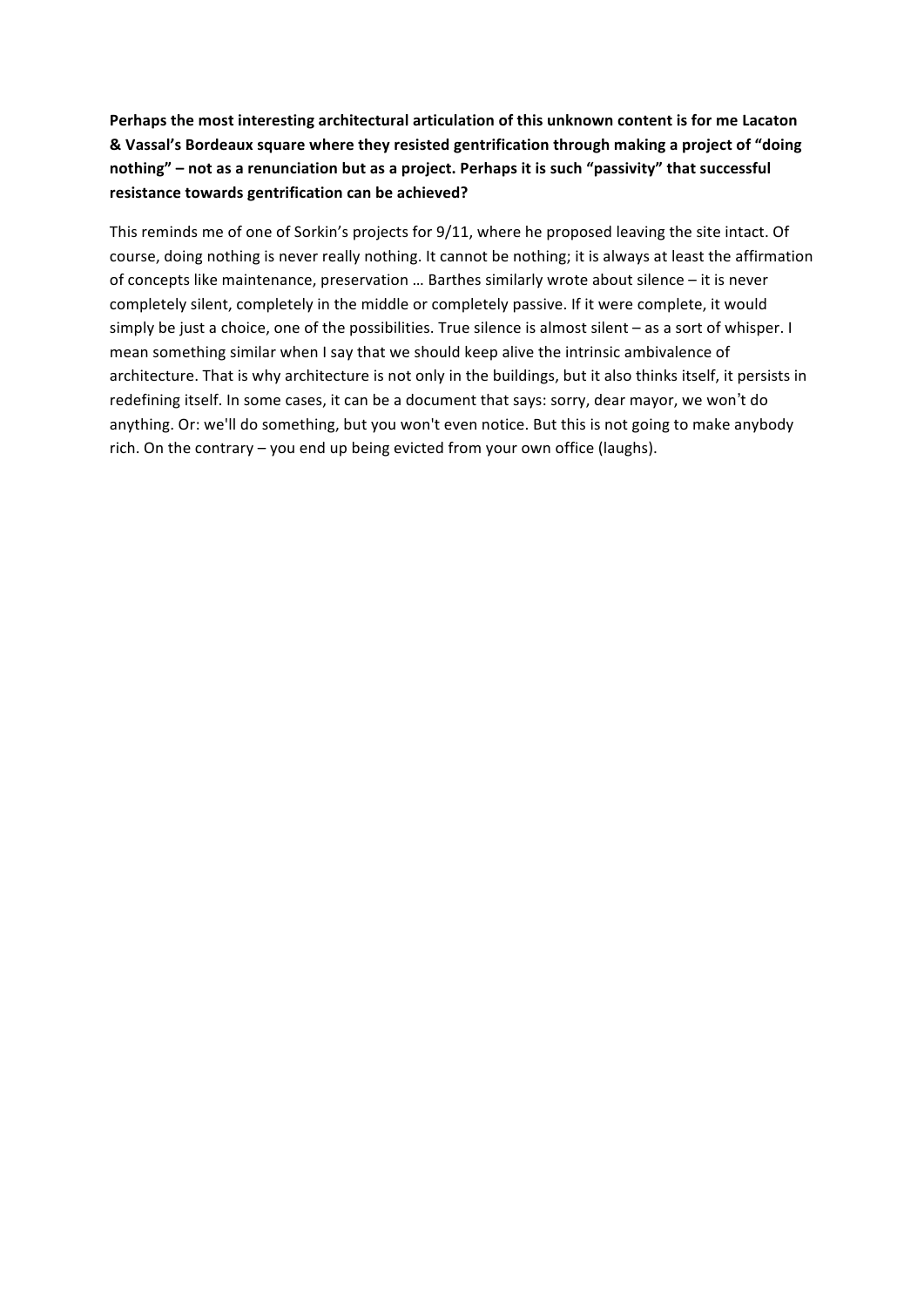**Perhaps the most interesting architectural articulation of this unknown content is for me Lacaton & Vassal's Bordeaux square where they resisted gentrification through making a project of "doing nothing" – not as a renunciation but as a project. Perhaps it is such "passivity" that successful resistance towards gentrification can be achieved?**

This reminds me of one of Sorkin's projects for 9/11, where he proposed leaving the site intact. Of course, doing nothing is never really nothing. It cannot be nothing; it is always at least the affirmation of concepts like maintenance, preservation … Barthes similarly wrote about silence – it is never completely silent, completely in the middle or completely passive. If it were complete, it would simply be just a choice, one of the possibilities. True silence is almost silent – as a sort of whisper. I mean something similar when I say that we should keep alive the intrinsic ambivalence of architecture. That is why architecture is not only in the buildings, but it also thinks itself, it persists in redefining itself. In some cases, it can be a document that says: sorry, dear mayor, we won't do anything. Or: we'll do something, but you won't even notice. But this is not going to make anybody rich. On the contrary – you end up being evicted from your own office (laughs).